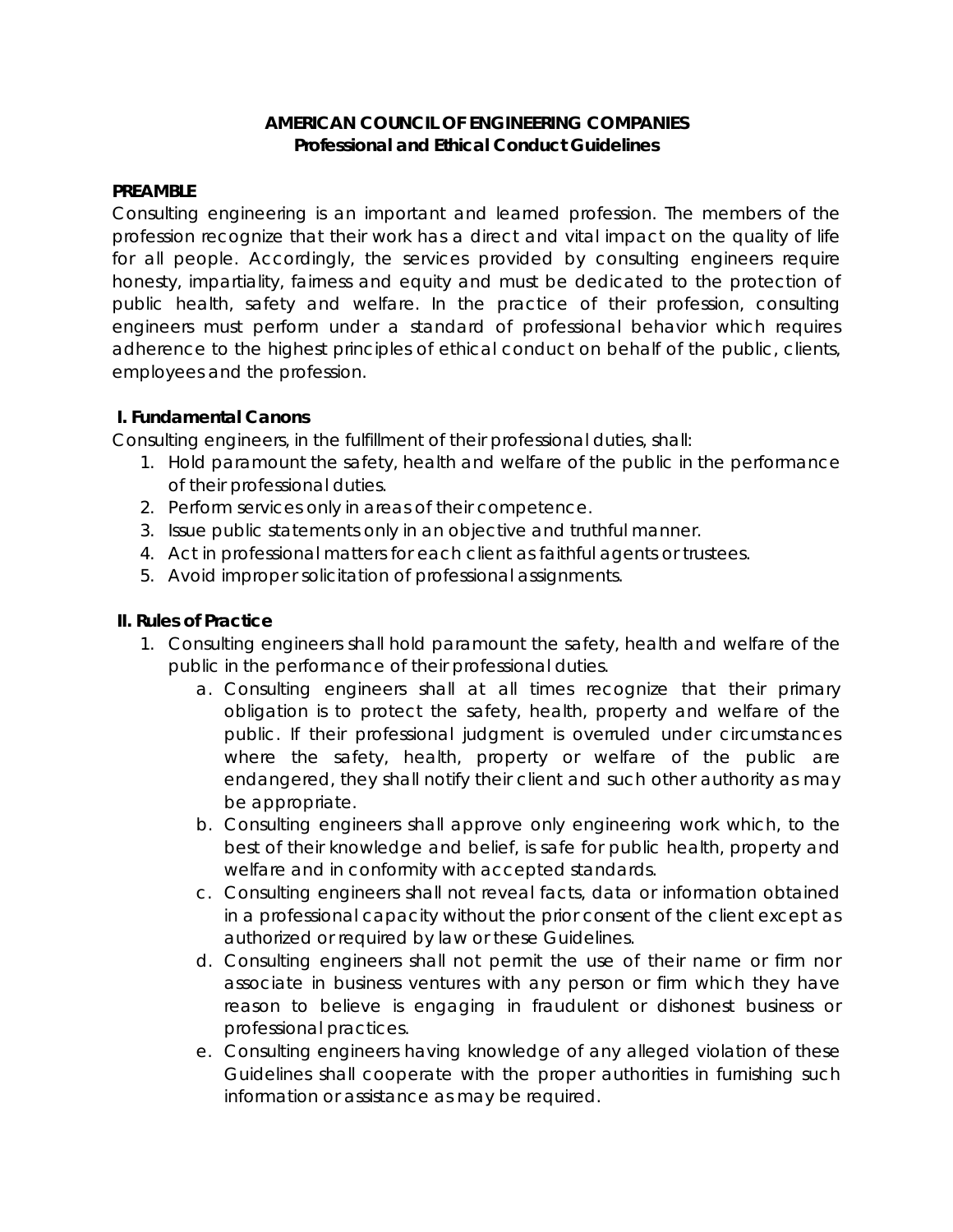# AMERICAN COUNCIL OF ENGINEERING COMPANIES
## Professional and Ethical Conduct Guidelines

### PREAMBLE

Consulting engineering is an important and learned profession. The members of the profession recognize that their work has a direct and vital impact on the quality of life for all people. Accordingly, the services provided by consulting engineers require honesty, impartiality, fairness and equity and must be dedicated to the protection of public health, safety and welfare. In the practice of their profession, consulting engineers must perform under a standard of professional behavior which requires adherence to the highest principles of ethical conduct on behalf of the public, clients, employees and the profession.

### I. Fundamental Canons

Consulting engineers, in the fulfillment of their professional duties, shall:

1. Hold paramount the safety, health and welfare of the public in the performance of their professional duties.
2. Perform services only in areas of their competence.
3. Issue public statements only in an objective and truthful manner.
4. Act in professional matters for each client as faithful agents or trustees.
5. Avoid improper solicitation of professional assignments.

### II. Rules of Practice

1. Consulting engineers shall hold paramount the safety, health and welfare of the public in the performance of their professional duties.
   a. Consulting engineers shall at all times recognize that their primary obligation is to protect the safety, health, property and welfare of the public. If their professional judgment is overruled under circumstances where the safety, health, property or welfare of the public are endangered, they shall notify their client and such other authority as may be appropriate.
   b. Consulting engineers shall approve only engineering work which, to the best of their knowledge and belief, is safe for public health, property and welfare and in conformity with accepted standards.
   c. Consulting engineers shall not reveal facts, data or information obtained in a professional capacity without the prior consent of the client except as authorized or required by law or these Guidelines.
   d. Consulting engineers shall not permit the use of their name or firm nor associate in business ventures with any person or firm which they have reason to believe is engaging in fraudulent or dishonest business or professional practices.
   e. Consulting engineers having knowledge of any alleged violation of these Guidelines shall cooperate with the proper authorities in furnishing such information or assistance as may be required.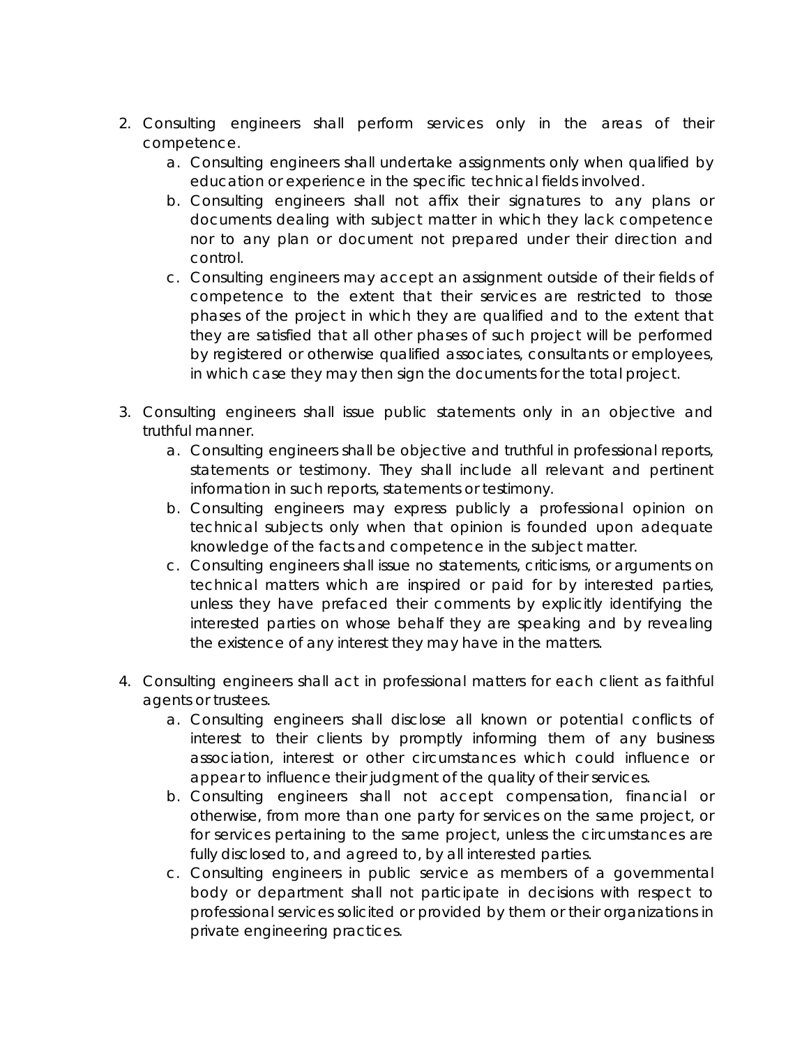2. Consulting engineers shall perform services only in the areas of their competence.
    a. Consulting engineers shall undertake assignments only when qualified by education or experience in the specific technical fields involved.
    b. Consulting engineers shall not affix their signatures to any plans or documents dealing with subject matter in which they lack competence nor to any plan or document not prepared under their direction and control.
    c. Consulting engineers may accept an assignment outside of their fields of competence to the extent that their services are restricted to those phases of the project in which they are qualified and to the extent that they are satisfied that all other phases of such project will be performed by registered or otherwise qualified associates, consultants or employees, in which case they may then sign the documents for the total project.

3. Consulting engineers shall issue public statements only in an objective and truthful manner.
    a. Consulting engineers shall be objective and truthful in professional reports, statements or testimony. They shall include all relevant and pertinent information in such reports, statements or testimony.
    b. Consulting engineers may express publicly a professional opinion on technical subjects only when that opinion is founded upon adequate knowledge of the facts and competence in the subject matter.
    c. Consulting engineers shall issue no statements, criticisms, or arguments on technical matters which are inspired or paid for by interested parties, unless they have prefaced their comments by explicitly identifying the interested parties on whose behalf they are speaking and by revealing the existence of any interest they may have in the matters.

4. Consulting engineers shall act in professional matters for each client as faithful agents or trustees.
    a. Consulting engineers shall disclose all known or potential conflicts of interest to their clients by promptly informing them of any business association, interest or other circumstances which could influence or appear to influence their judgment of the quality of their services.
    b. Consulting engineers shall not accept compensation, financial or otherwise, from more than one party for services on the same project, or for services pertaining to the same project, unless the circumstances are fully disclosed to, and agreed to, by all interested parties.
    c. Consulting engineers in public service as members of a governmental body or department shall not participate in decisions with respect to professional services solicited or provided by them or their organizations in private engineering practices.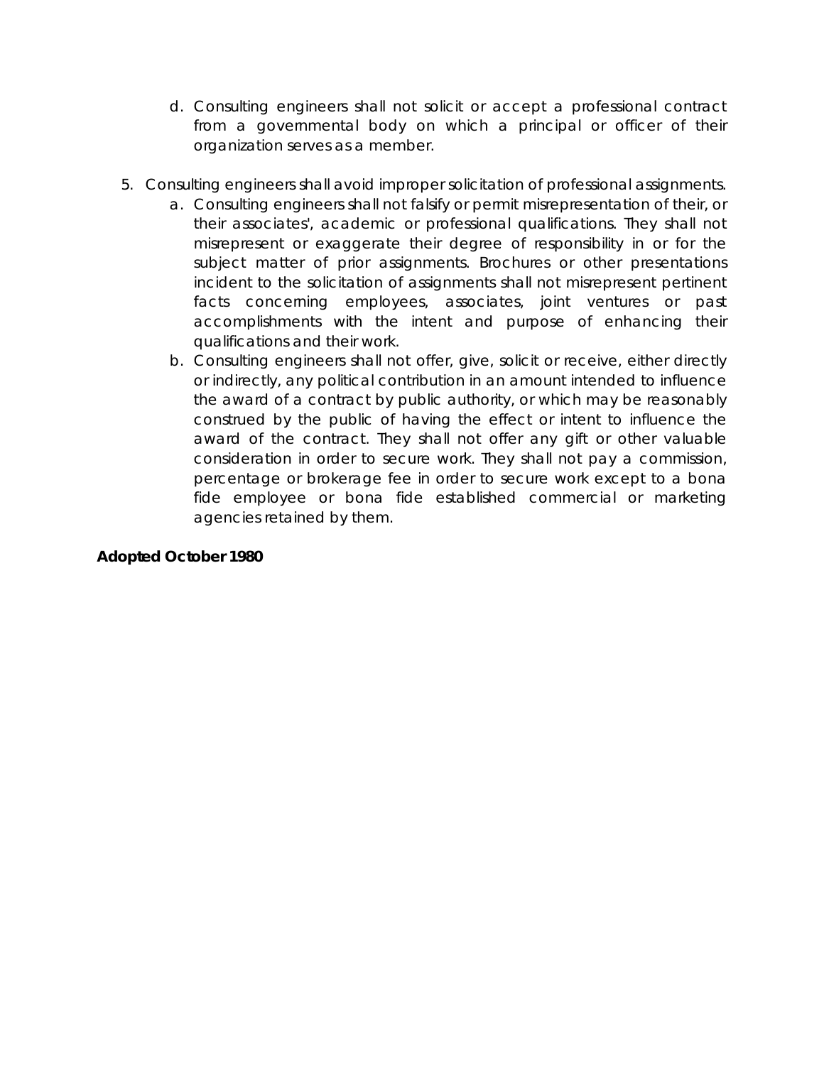d. Consulting engineers shall not solicit or accept a professional contract from a governmental body on which a principal or officer of their organization serves as a member.

5. Consulting engineers shall avoid improper solicitation of professional assignments.
   a. Consulting engineers shall not falsify or permit misrepresentation of their, or their associates', academic or professional qualifications. They shall not misrepresent or exaggerate their degree of responsibility in or for the subject matter of prior assignments. Brochures or other presentations incident to the solicitation of assignments shall not misrepresent pertinent facts concerning employees, associates, joint ventures or past accomplishments with the intent and purpose of enhancing their qualifications and their work.
   b. Consulting engineers shall not offer, give, solicit or receive, either directly or indirectly, any political contribution in an amount intended to influence the award of a contract by public authority, or which may be reasonably construed by the public of having the effect or intent to influence the award of the contract. They shall not offer any gift or other valuable consideration in order to secure work. They shall not pay a commission, percentage or brokerage fee in order to secure work except to a bona fide employee or bona fide established commercial or marketing agencies retained by them.

**Adopted October 1980**